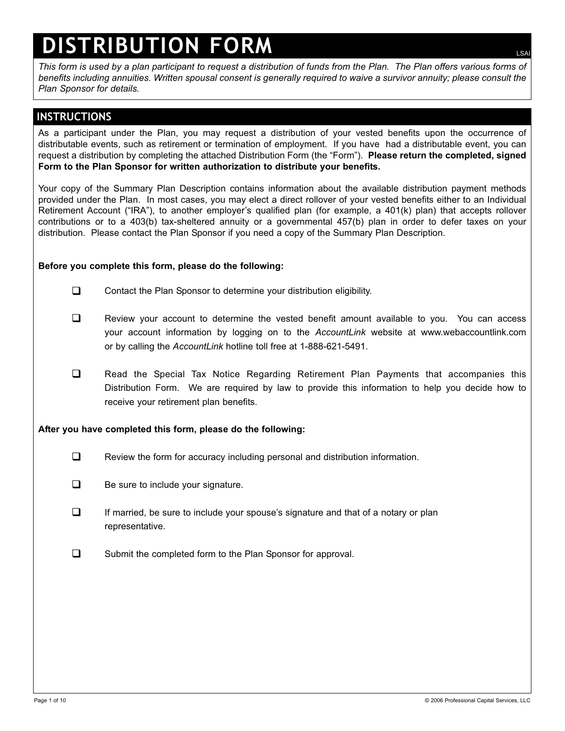# DISTRIBUTION FORM

LSAI

*This form is used by a plan participant to request a distribution of funds from the Plan. The Plan offers various forms of benefits including annuities. Written spousal consent is generally required to waive a survivor annuity; please consult the Plan Sponsor for details.*

## INSTRUCTIONS

As a participant under the Plan, you may request a distribution of your vested benefits upon the occurrence of distributable events, such as retirement or termination of employment. If you have had a distributable event, you can request a distribution by completing the attached Distribution Form (the "Form"). **Please return the completed, signed Form to the Plan Sponsor for written authorization to distribute your benefits.**

Your copy of the Summary Plan Description contains information about the available distribution payment methods provided under the Plan. In most cases, you may elect a direct rollover of your vested benefits either to an Individual Retirement Account ("IRA"), to another employer's qualified plan (for example, a 401(k) plan) that accepts rollover contributions or to a 403(b) tax-sheltered annuity or a governmental 457(b) plan in order to defer taxes on your distribution. Please contact the Plan Sponsor if you need a copy of the Summary Plan Description.

**Before you complete this form, please do the following:**

- ☐ Contact the Plan Sponsor to determine your distribution eligibility.
- ☐ Review your account to determine the vested benefit amount available to you. You can access your account information by logging on to the *AccountLink* website at www.webaccountlink.com or by calling the *AccountLink* hotline toll free at 1-888-621-5491.
- ☐ Read the Special Tax Notice Regarding Retirement Plan Payments that accompanies this Distribution Form. We are required by law to provide this information to help you decide how to receive your retirement plan benefits.

**After you have completed this form, please do the following:**

- ☐ Review the form for accuracy including personal and distribution information.
- ☐ Be sure to include your signature.
- ☐ If married, be sure to include your spouse's signature and that of a notary or plan representative.
- ☐ Submit the completed form to the Plan Sponsor for approval.

© 2006 Professional Capital Services, LLC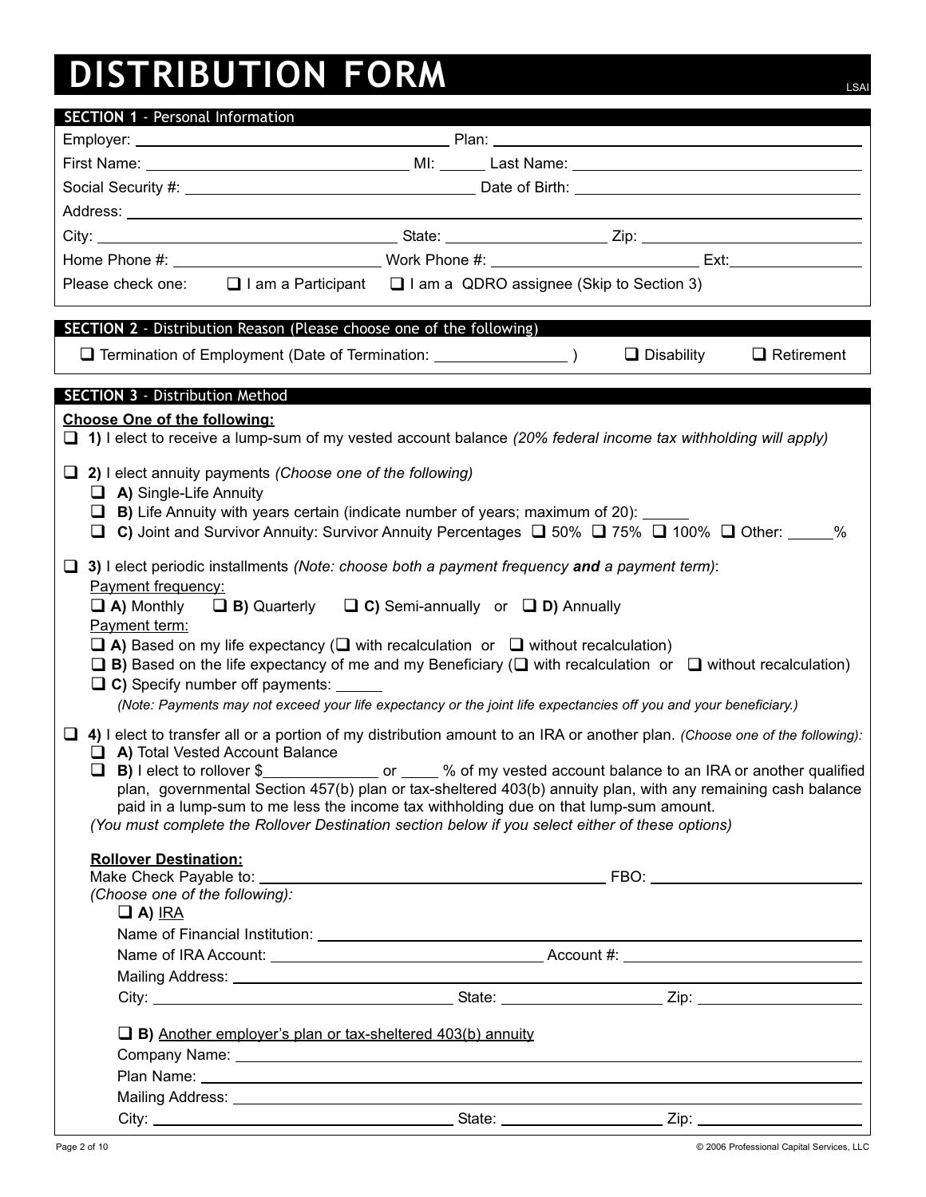# DISTRIBUTION FORM

LSAI

## SECTION 1 - Personal Information

Employer: ______________________ Plan: ______________________

First Name: ______________________ MI: ______ Last Name: ______________________

Social Security #: ______________________ Date of Birth: ______________________

Address: ______________________________________________

City: ______________________ State: ______________ Zip: ______________

Home Phone #: ______________________ Work Phone #: ______________________ Ext: ________

Please check one: ❑ I am a Participant ❑ I am a QDRO assignee (Skip to Section 3)

## SECTION 2 - Distribution Reason (Please choose one of the following)

❑ Termination of Employment (Date of Termination: ________________ ) ❑ Disability ❑ Retirement

## SECTION 3 - Distribution Method

**Choose One of the following:**

❑ **1)** I elect to receive a lump-sum of my vested account balance *(20% federal income tax withholding will apply)*

❑ **2)** I elect annuity payments *(Choose one of the following)*

- ❑ **A)** Single-Life Annuity
- ❑ **B)** Life Annuity with years certain (indicate number of years; maximum of 20): ______
- ❑ **C)** Joint and Survivor Annuity: Survivor Annuity Percentages ❑ 50% ❑ 75% ❑ 100% ❑ Other: _____%

❑ **3)** I elect periodic installments *(Note: choose both a payment frequency **and** a payment term)*:

Payment frequency:

❑ **A)** Monthly ❑ **B)** Quarterly ❑ **C)** Semi-annually or ❑ **D)** Annually

Payment term:

- ❑ **A)** Based on my life expectancy (❑ with recalculation or ❑ without recalculation)
- ❑ **B)** Based on the life expectancy of me and my Beneficiary (❑ with recalculation or ❑ without recalculation)
- ❑ **C)** Specify number off payments: ______

*(Note: Payments may not exceed your life expectancy or the joint life expectancies off you and your beneficiary.)*

❑ **4)** I elect to transfer all or a portion of my distribution amount to an IRA or another plan. *(Choose one of the following):*

- ❑ **A)** Total Vested Account Balance
- ❑ **B)** I elect to rollover $____________ or _____ % of my vested account balance to an IRA or another qualified plan, governmental Section 457(b) plan or tax-sheltered 403(b) annuity plan, with any remaining cash balance paid in a lump-sum to me less the income tax withholding due on that lump-sum amount.

*(You must complete the Rollover Destination section below if you select either of these options)*

**Rollover Destination:**

Make Check Payable to: ______________________ FBO: ______________________

*(Choose one of the following):*

❑ **A)** IRA

Name of Financial Institution: ______________________________________________

Name of IRA Account: ______________________ Account #: ______________________

Mailing Address: ______________________________________________

City: ______________________ State: ______________ Zip: ______________

❑ **B)** Another employer's plan or tax-sheltered 403(b) annuity

Company Name: ______________________________________________

Plan Name: ______________________________________________

Mailing Address: ______________________________________________

City: ______________________ State: ______________ Zip: ______________

© 2006 Professional Capital Services, LLC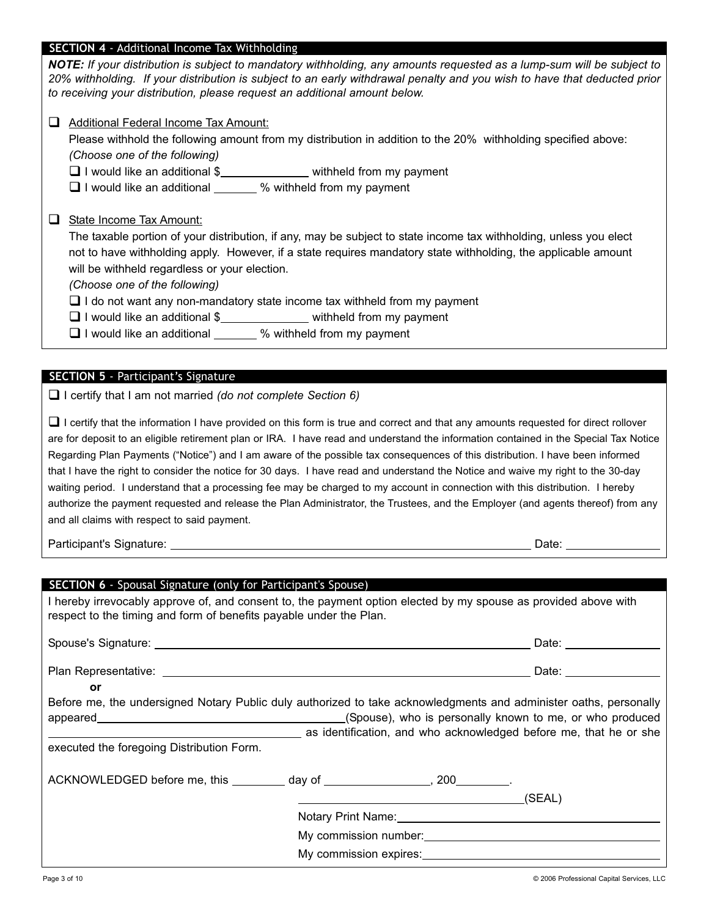## SECTION 4 - Additional Income Tax Withholding

***NOTE:*** *If your distribution is subject to mandatory withholding, any amounts requested as a lump-sum will be subject to 20% withholding. If your distribution is subject to an early withdrawal penalty and you wish to have that deducted prior to receiving your distribution, please request an additional amount below.*

☐ Additional Federal Income Tax Amount:

Please withhold the following amount from my distribution in addition to the 20% withholding specified above:

*(Choose one of the following)*

☐ I would like an additional $______________ withheld from my payment

☐ I would like an additional _______ % withheld from my payment

☐ State Income Tax Amount:

The taxable portion of your distribution, if any, may be subject to state income tax withholding, unless you elect not to have withholding apply. However, if a state requires mandatory state withholding, the applicable amount will be withheld regardless or your election.

*(Choose one of the following)*

☐ I do not want any non-mandatory state income tax withheld from my payment

☐ I would like an additional $______________ withheld from my payment

☐ I would like an additional _______ % withheld from my payment

## SECTION 5 - Participant's Signature

☐ I certify that I am not married *(do not complete Section 6)*

☐ I certify that the information I have provided on this form is true and correct and that any amounts requested for direct rollover are for deposit to an eligible retirement plan or IRA. I have read and understand the information contained in the Special Tax Notice Regarding Plan Payments ("Notice") and I am aware of the possible tax consequences of this distribution. I have been informed that I have the right to consider the notice for 30 days. I have read and understand the Notice and waive my right to the 30-day waiting period. I understand that a processing fee may be charged to my account in connection with this distribution. I hereby authorize the payment requested and release the Plan Administrator, the Trustees, and the Employer (and agents thereof) from any and all claims with respect to said payment.

Participant's Signature: ____________________________________________ Date: ______________

## SECTION 6 - Spousal Signature (only for Participant's Spouse)

I hereby irrevocably approve of, and consent to, the payment option elected by my spouse as provided above with respect to the timing and form of benefits payable under the Plan.

Spouse's Signature: ____________________________________________ Date: ______________

Plan Representative: ____________________________________________ Date: ______________

**or**

Before me, the undersigned Notary Public duly authorized to take acknowledgments and administer oaths, personally appeared ______________________________(Spouse), who is personally known to me, or who produced ______________________________ as identification, and who acknowledged before me, that he or she executed the foregoing Distribution Form.

ACKNOWLEDGED before me, this ________ day of ________________, 200________.

______________________________(SEAL)

Notary Print Name: ______________________________

My commission number: ______________________________

My commission expires: ______________________________

© 2006 Professional Capital Services, LLC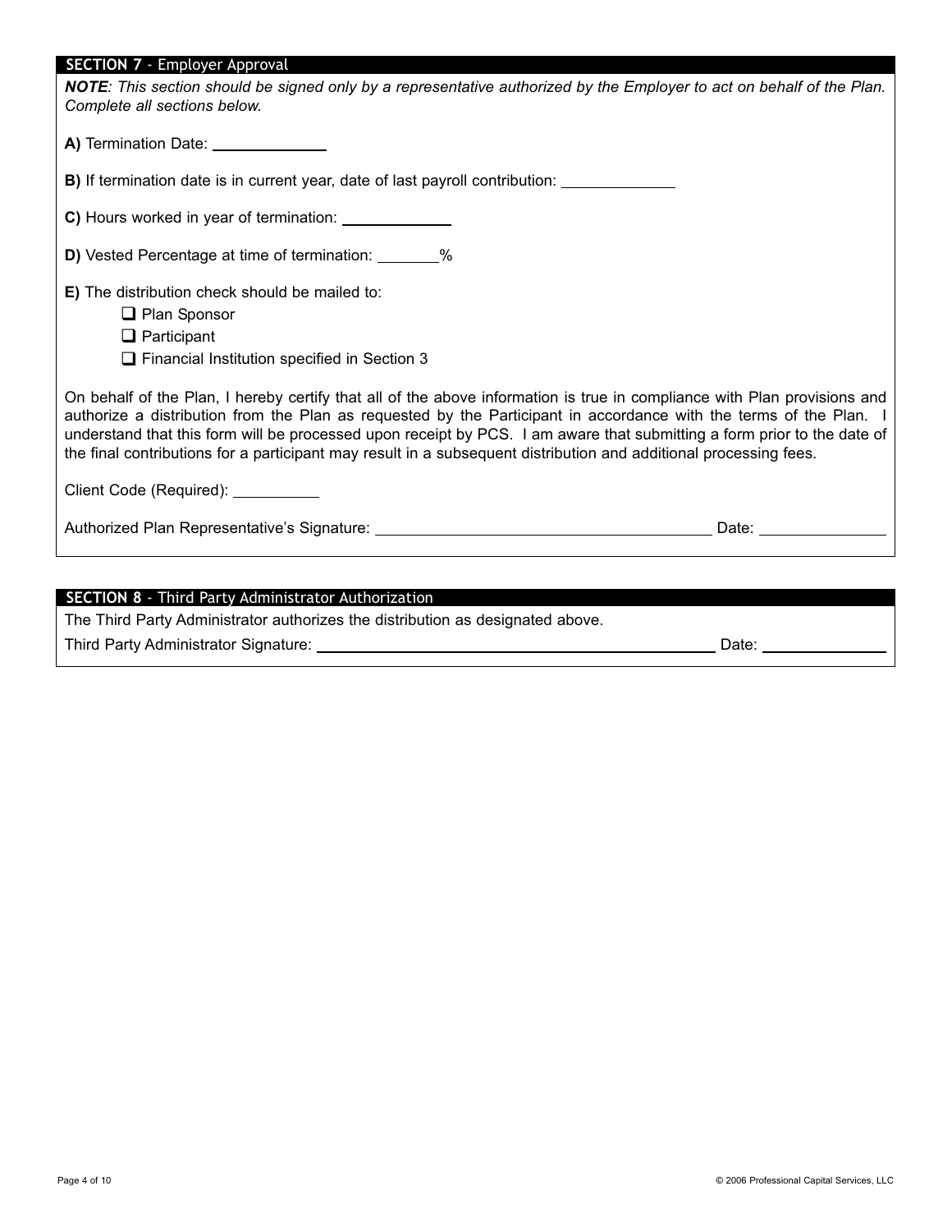## SECTION 7 - Employer Approval

***NOTE**: This section should be signed only by a representative authorized by the Employer to act on behalf of the Plan. Complete all sections below.*

**A)** Termination Date: ______________

**B)** If termination date is in current year, date of last payroll contribution: ______________

**C)** Hours worked in year of termination: ______________

**D)** Vested Percentage at time of termination: ________%

**E)** The distribution check should be mailed to:

- ☐ Plan Sponsor
- ☐ Participant
- ☐ Financial Institution specified in Section 3

On behalf of the Plan, I hereby certify that all of the above information is true in compliance with Plan provisions and authorize a distribution from the Plan as requested by the Participant in accordance with the terms of the Plan. I understand that this form will be processed upon receipt by PCS. I am aware that submitting a form prior to the date of the final contributions for a participant may result in a subsequent distribution and additional processing fees.

Client Code (Required): ___________

Authorized Plan Representative's Signature: ____________________________________________ Date: ________________

## SECTION 8 - Third Party Administrator Authorization

The Third Party Administrator authorizes the distribution as designated above.

Third Party Administrator Signature: ____________________________________________________ Date: ________________

© 2006 Professional Capital Services, LLC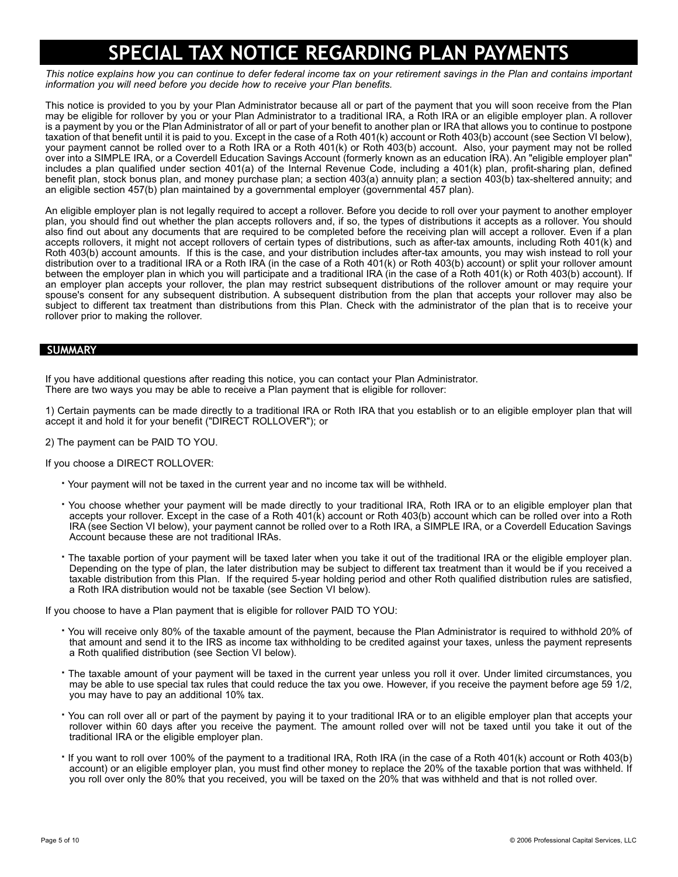# SPECIAL TAX NOTICE REGARDING PLAN PAYMENTS

*This notice explains how you can continue to defer federal income tax on your retirement savings in the Plan and contains important information you will need before you decide how to receive your Plan benefits.*

This notice is provided to you by your Plan Administrator because all or part of the payment that you will soon receive from the Plan may be eligible for rollover by you or your Plan Administrator to a traditional IRA, a Roth IRA or an eligible employer plan. A rollover is a payment by you or the Plan Administrator of all or part of your benefit to another plan or IRA that allows you to continue to postpone taxation of that benefit until it is paid to you. Except in the case of a Roth 401(k) account or Roth 403(b) account (see Section VI below), your payment cannot be rolled over to a Roth IRA or a Roth 401(k) or Roth 403(b) account. Also, your payment may not be rolled over into a SIMPLE IRA, or a Coverdell Education Savings Account (formerly known as an education IRA). An "eligible employer plan" includes a plan qualified under section 401(a) of the Internal Revenue Code, including a 401(k) plan, profit-sharing plan, defined benefit plan, stock bonus plan, and money purchase plan; a section 403(a) annuity plan; a section 403(b) tax-sheltered annuity; and an eligible section 457(b) plan maintained by a governmental employer (governmental 457 plan).

An eligible employer plan is not legally required to accept a rollover. Before you decide to roll over your payment to another employer plan, you should find out whether the plan accepts rollovers and, if so, the types of distributions it accepts as a rollover. You should also find out about any documents that are required to be completed before the receiving plan will accept a rollover. Even if a plan accepts rollovers, it might not accept rollovers of certain types of distributions, such as after-tax amounts, including Roth 401(k) and Roth 403(b) account amounts. If this is the case, and your distribution includes after-tax amounts, you may wish instead to roll your distribution over to a traditional IRA or a Roth IRA (in the case of a Roth 401(k) or Roth 403(b) account) or split your rollover amount between the employer plan in which you will participate and a traditional IRA (in the case of a Roth 401(k) or Roth 403(b) account). If an employer plan accepts your rollover, the plan may restrict subsequent distributions of the rollover amount or may require your spouse's consent for any subsequent distribution. A subsequent distribution from the plan that accepts your rollover may also be subject to different tax treatment than distributions from this Plan. Check with the administrator of the plan that is to receive your rollover prior to making the rollover.

## SUMMARY

If you have additional questions after reading this notice, you can contact your Plan Administrator.
There are two ways you may be able to receive a Plan payment that is eligible for rollover:

1) Certain payments can be made directly to a traditional IRA or Roth IRA that you establish or to an eligible employer plan that will accept it and hold it for your benefit ("DIRECT ROLLOVER"); or

2) The payment can be PAID TO YOU.

If you choose a DIRECT ROLLOVER:

- Your payment will not be taxed in the current year and no income tax will be withheld.
- You choose whether your payment will be made directly to your traditional IRA, Roth IRA or to an eligible employer plan that accepts your rollover. Except in the case of a Roth 401(k) account or Roth 403(b) account which can be rolled over into a Roth IRA (see Section VI below), your payment cannot be rolled over to a Roth IRA, a SIMPLE IRA, or a Coverdell Education Savings Account because these are not traditional IRAs.
- The taxable portion of your payment will be taxed later when you take it out of the traditional IRA or the eligible employer plan. Depending on the type of plan, the later distribution may be subject to different tax treatment than it would be if you received a taxable distribution from this Plan. If the required 5-year holding period and other Roth qualified distribution rules are satisfied, a Roth IRA distribution would not be taxable (see Section VI below).

If you choose to have a Plan payment that is eligible for rollover PAID TO YOU:

- You will receive only 80% of the taxable amount of the payment, because the Plan Administrator is required to withhold 20% of that amount and send it to the IRS as income tax withholding to be credited against your taxes, unless the payment represents a Roth qualified distribution (see Section VI below).
- The taxable amount of your payment will be taxed in the current year unless you roll it over. Under limited circumstances, you may be able to use special tax rules that could reduce the tax you owe. However, if you receive the payment before age 59 1/2, you may have to pay an additional 10% tax.
- You can roll over all or part of the payment by paying it to your traditional IRA or to an eligible employer plan that accepts your rollover within 60 days after you receive the payment. The amount rolled over will not be taxed until you take it out of the traditional IRA or the eligible employer plan.
- If you want to roll over 100% of the payment to a traditional IRA, Roth IRA (in the case of a Roth 401(k) account or Roth 403(b) account) or an eligible employer plan, you must find other money to replace the 20% of the taxable portion that was withheld. If you roll over only the 80% that you received, you will be taxed on the 20% that was withheld and that is not rolled over.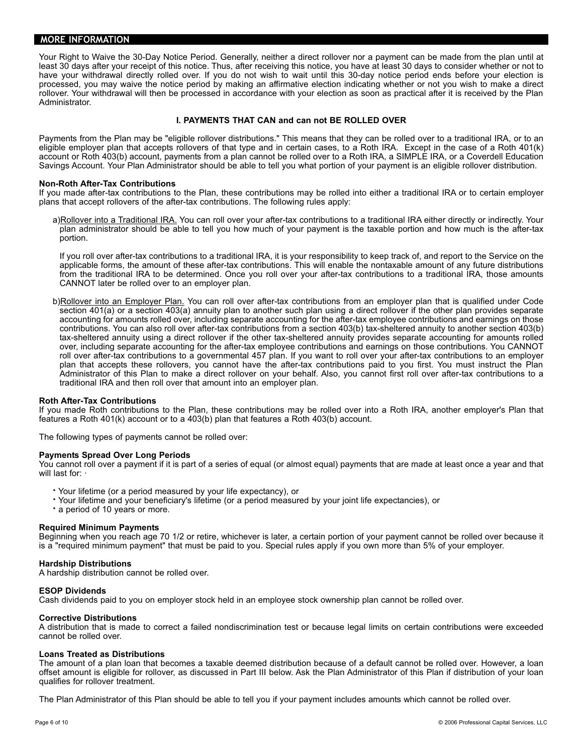## MORE INFORMATION

Your Right to Waive the 30-Day Notice Period. Generally, neither a direct rollover nor a payment can be made from the plan until at least 30 days after your receipt of this notice. Thus, after receiving this notice, you have at least 30 days to consider whether or not to have your withdrawal directly rolled over. If you do not wish to wait until this 30-day notice period ends before your election is processed, you may waive the notice period by making an affirmative election indicating whether or not you wish to make a direct rollover. Your withdrawal will then be processed in accordance with your election as soon as practical after it is received by the Plan Administrator.

### I. PAYMENTS THAT CAN and can not BE ROLLED OVER

Payments from the Plan may be "eligible rollover distributions." This means that they can be rolled over to a traditional IRA, or to an eligible employer plan that accepts rollovers of that type and in certain cases, to a Roth IRA. Except in the case of a Roth 401(k) account or Roth 403(b) account, payments from a plan cannot be rolled over to a Roth IRA, a SIMPLE IRA, or a Coverdell Education Savings Account. Your Plan Administrator should be able to tell you what portion of your payment is an eligible rollover distribution.

**Non-Roth After-Tax Contributions**
If you made after-tax contributions to the Plan, these contributions may be rolled into either a traditional IRA or to certain employer plans that accept rollovers of the after-tax contributions. The following rules apply:

a) Rollover into a Traditional IRA. You can roll over your after-tax contributions to a traditional IRA either directly or indirectly. Your plan administrator should be able to tell you how much of your payment is the taxable portion and how much is the after-tax portion.

   If you roll over after-tax contributions to a traditional IRA, it is your responsibility to keep track of, and report to the Service on the applicable forms, the amount of these after-tax contributions. This will enable the nontaxable amount of any future distributions from the traditional IRA to be determined. Once you roll over your after-tax contributions to a traditional IRA, those amounts CANNOT later be rolled over to an employer plan.

b) Rollover into an Employer Plan. You can roll over after-tax contributions from an employer plan that is qualified under Code section 401(a) or a section 403(a) annuity plan to another such plan using a direct rollover if the other plan provides separate accounting for amounts rolled over, including separate accounting for the after-tax employee contributions and earnings on those contributions. You can also roll over after-tax contributions from a section 403(b) tax-sheltered annuity to another section 403(b) tax-sheltered annuity using a direct rollover if the other tax-sheltered annuity provides separate accounting for amounts rolled over, including separate accounting for the after-tax employee contributions and earnings on those contributions. You CANNOT roll over after-tax contributions to a governmental 457 plan. If you want to roll over your after-tax contributions to an employer plan that accepts these rollovers, you cannot have the after-tax contributions paid to you first. You must instruct the Plan Administrator of this Plan to make a direct rollover on your behalf. Also, you cannot first roll over after-tax contributions to a traditional IRA and then roll over that amount into an employer plan.

**Roth After-Tax Contributions**
If you made Roth contributions to the Plan, these contributions may be rolled over into a Roth IRA, another employer's Plan that features a Roth 401(k) account or to a 403(b) plan that features a Roth 403(b) account.

The following types of payments cannot be rolled over:

**Payments Spread Over Long Periods**
You cannot roll over a payment if it is part of a series of equal (or almost equal) payments that are made at least once a year and that will last for: ·

- Your lifetime (or a period measured by your life expectancy), or
- Your lifetime and your beneficiary's lifetime (or a period measured by your joint life expectancies), or
- a period of 10 years or more.

**Required Minimum Payments**
Beginning when you reach age 70 1/2 or retire, whichever is later, a certain portion of your payment cannot be rolled over because it is a "required minimum payment" that must be paid to you. Special rules apply if you own more than 5% of your employer.

**Hardship Distributions**
A hardship distribution cannot be rolled over.

**ESOP Dividends**
Cash dividends paid to you on employer stock held in an employee stock ownership plan cannot be rolled over.

**Corrective Distributions**
A distribution that is made to correct a failed nondiscrimination test or because legal limits on certain contributions were exceeded cannot be rolled over.

**Loans Treated as Distributions**
The amount of a plan loan that becomes a taxable deemed distribution because of a default cannot be rolled over. However, a loan offset amount is eligible for rollover, as discussed in Part III below. Ask the Plan Administrator of this Plan if distribution of your loan qualifies for rollover treatment.

The Plan Administrator of this Plan should be able to tell you if your payment includes amounts which cannot be rolled over.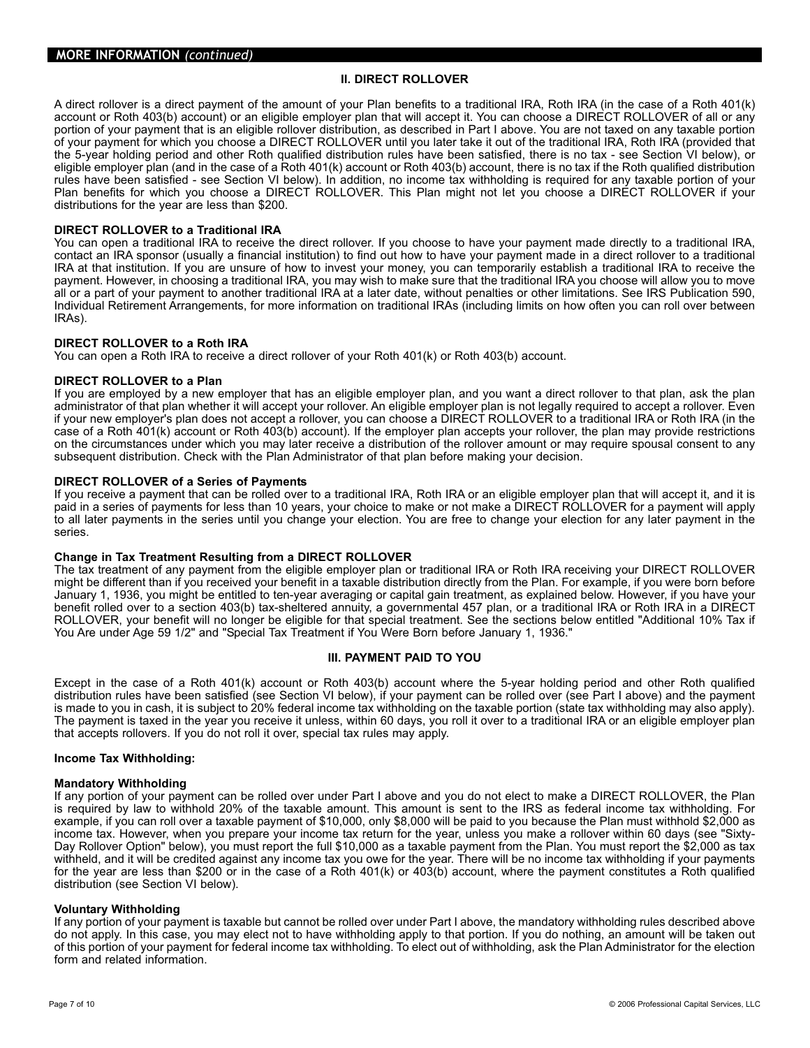## MORE INFORMATION *(continued)*

### II. DIRECT ROLLOVER

A direct rollover is a direct payment of the amount of your Plan benefits to a traditional IRA, Roth IRA (in the case of a Roth 401(k) account or Roth 403(b) account) or an eligible employer plan that will accept it. You can choose a DIRECT ROLLOVER of all or any portion of your payment that is an eligible rollover distribution, as described in Part I above. You are not taxed on any taxable portion of your payment for which you choose a DIRECT ROLLOVER until you later take it out of the traditional IRA, Roth IRA (provided that the 5-year holding period and other Roth qualified distribution rules have been satisfied, there is no tax - see Section VI below), or eligible employer plan (and in the case of a Roth 401(k) account or Roth 403(b) account, there is no tax if the Roth qualified distribution rules have been satisfied - see Section VI below). In addition, no income tax withholding is required for any taxable portion of your Plan benefits for which you choose a DIRECT ROLLOVER. This Plan might not let you choose a DIRECT ROLLOVER if your distributions for the year are less than $200.

**DIRECT ROLLOVER to a Traditional IRA**

You can open a traditional IRA to receive the direct rollover. If you choose to have your payment made directly to a traditional IRA, contact an IRA sponsor (usually a financial institution) to find out how to have your payment made in a direct rollover to a traditional IRA at that institution. If you are unsure of how to invest your money, you can temporarily establish a traditional IRA to receive the payment. However, in choosing a traditional IRA, you may wish to make sure that the traditional IRA you choose will allow you to move all or a part of your payment to another traditional IRA at a later date, without penalties or other limitations. See IRS Publication 590, Individual Retirement Arrangements, for more information on traditional IRAs (including limits on how often you can roll over between IRAs).

**DIRECT ROLLOVER to a Roth IRA**

You can open a Roth IRA to receive a direct rollover of your Roth 401(k) or Roth 403(b) account.

**DIRECT ROLLOVER to a Plan**

If you are employed by a new employer that has an eligible employer plan, and you want a direct rollover to that plan, ask the plan administrator of that plan whether it will accept your rollover. An eligible employer plan is not legally required to accept a rollover. Even if your new employer's plan does not accept a rollover, you can choose a DIRECT ROLLOVER to a traditional IRA or Roth IRA (in the case of a Roth 401(k) account or Roth 403(b) account). If the employer plan accepts your rollover, the plan may provide restrictions on the circumstances under which you may later receive a distribution of the rollover amount or may require spousal consent to any subsequent distribution. Check with the Plan Administrator of that plan before making your decision.

**DIRECT ROLLOVER of a Series of Payments**

If you receive a payment that can be rolled over to a traditional IRA, Roth IRA or an eligible employer plan that will accept it, and it is paid in a series of payments for less than 10 years, your choice to make or not make a DIRECT ROLLOVER for a payment will apply to all later payments in the series until you change your election. You are free to change your election for any later payment in the series.

**Change in Tax Treatment Resulting from a DIRECT ROLLOVER**

The tax treatment of any payment from the eligible employer plan or traditional IRA or Roth IRA receiving your DIRECT ROLLOVER might be different than if you received your benefit in a taxable distribution directly from the Plan. For example, if you were born before January 1, 1936, you might be entitled to ten-year averaging or capital gain treatment, as explained below. However, if you have your benefit rolled over to a section 403(b) tax-sheltered annuity, a governmental 457 plan, or a traditional IRA or Roth IRA in a DIRECT ROLLOVER, your benefit will no longer be eligible for that special treatment. See the sections below entitled "Additional 10% Tax if You Are under Age 59 1/2" and "Special Tax Treatment if You Were Born before January 1, 1936."

### III. PAYMENT PAID TO YOU

Except in the case of a Roth 401(k) account or Roth 403(b) account where the 5-year holding period and other Roth qualified distribution rules have been satisfied (see Section VI below), if your payment can be rolled over (see Part I above) and the payment is made to you in cash, it is subject to 20% federal income tax withholding on the taxable portion (state tax withholding may also apply). The payment is taxed in the year you receive it unless, within 60 days, you roll it over to a traditional IRA or an eligible employer plan that accepts rollovers. If you do not roll it over, special tax rules may apply.

**Income Tax Withholding:**

**Mandatory Withholding**

If any portion of your payment can be rolled over under Part I above and you do not elect to make a DIRECT ROLLOVER, the Plan is required by law to withhold 20% of the taxable amount. This amount is sent to the IRS as federal income tax withholding. For example, if you can roll over a taxable payment of $10,000, only $8,000 will be paid to you because the Plan must withhold $2,000 as income tax. However, when you prepare your income tax return for the year, unless you make a rollover within 60 days (see "Sixty-Day Rollover Option" below), you must report the full $10,000 as a taxable payment from the Plan. You must report the $2,000 as tax withheld, and it will be credited against any income tax you owe for the year. There will be no income tax withholding if your payments for the year are less than $200 or in the case of a Roth 401(k) or 403(b) account, where the payment constitutes a Roth qualified distribution (see Section VI below).

**Voluntary Withholding**

If any portion of your payment is taxable but cannot be rolled over under Part I above, the mandatory withholding rules described above do not apply. In this case, you may elect not to have withholding apply to that portion. If you do nothing, an amount will be taken out of this portion of your payment for federal income tax withholding. To elect out of withholding, ask the Plan Administrator for the election form and related information.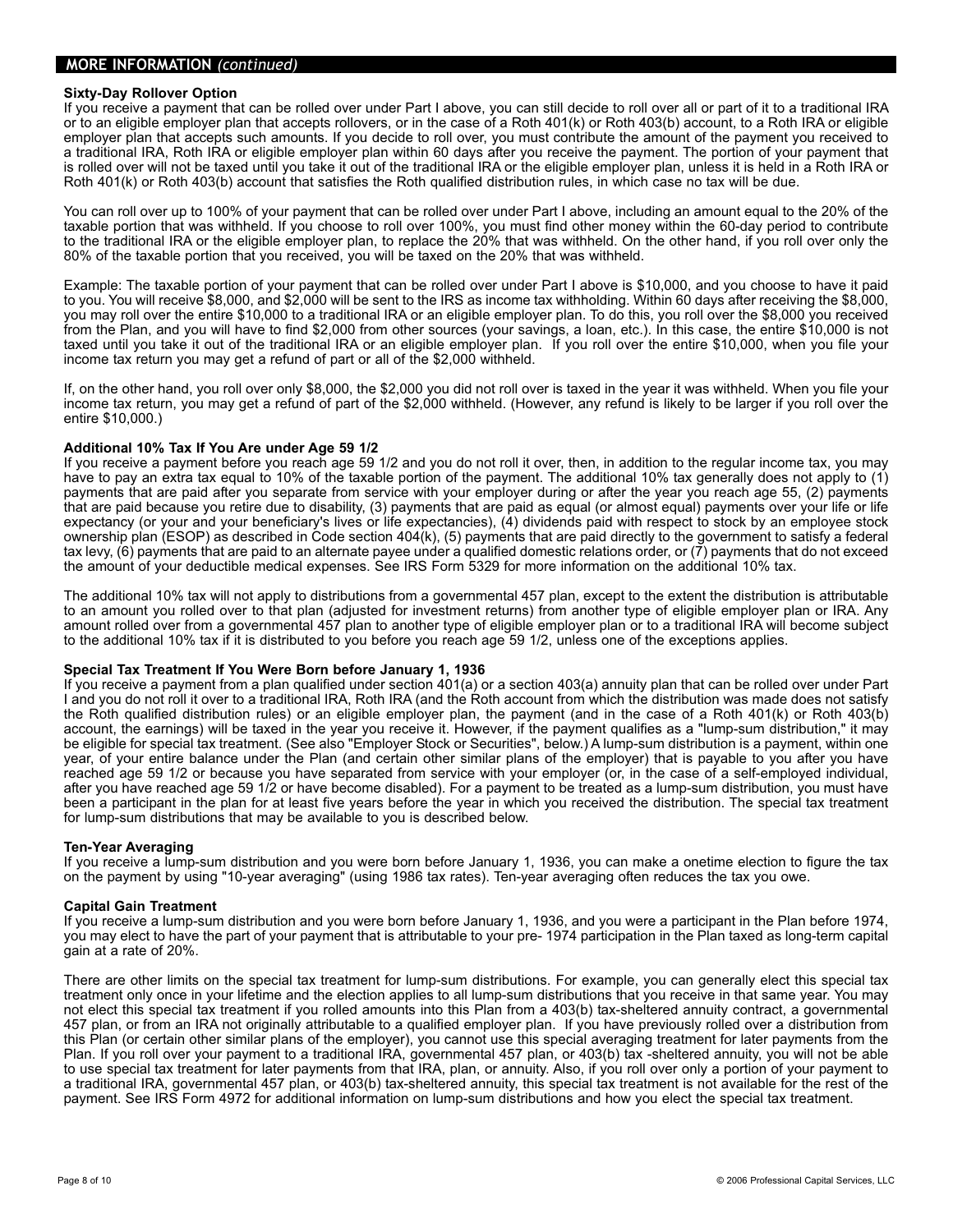## MORE INFORMATION *(continued)*

**Sixty-Day Rollover Option**

If you receive a payment that can be rolled over under Part I above, you can still decide to roll over all or part of it to a traditional IRA or to an eligible employer plan that accepts rollovers, or in the case of a Roth 401(k) or Roth 403(b) account, to a Roth IRA or eligible employer plan that accepts such amounts. If you decide to roll over, you must contribute the amount of the payment you received to a traditional IRA, Roth IRA or eligible employer plan within 60 days after you receive the payment. The portion of your payment that is rolled over will not be taxed until you take it out of the traditional IRA or the eligible employer plan, unless it is held in a Roth IRA or Roth 401(k) or Roth 403(b) account that satisfies the Roth qualified distribution rules, in which case no tax will be due.

You can roll over up to 100% of your payment that can be rolled over under Part I above, including an amount equal to the 20% of the taxable portion that was withheld. If you choose to roll over 100%, you must find other money within the 60-day period to contribute to the traditional IRA or the eligible employer plan, to replace the 20% that was withheld. On the other hand, if you roll over only the 80% of the taxable portion that you received, you will be taxed on the 20% that was withheld.

Example: The taxable portion of your payment that can be rolled over under Part I above is $10,000, and you choose to have it paid to you. You will receive $8,000, and $2,000 will be sent to the IRS as income tax withholding. Within 60 days after receiving the $8,000, you may roll over the entire $10,000 to a traditional IRA or an eligible employer plan. To do this, you roll over the $8,000 you received from the Plan, and you will have to find $2,000 from other sources (your savings, a loan, etc.). In this case, the entire $10,000 is not taxed until you take it out of the traditional IRA or an eligible employer plan. If you roll over the entire $10,000, when you file your income tax return you may get a refund of part or all of the $2,000 withheld.

If, on the other hand, you roll over only $8,000, the $2,000 you did not roll over is taxed in the year it was withheld. When you file your income tax return, you may get a refund of part of the $2,000 withheld. (However, any refund is likely to be larger if you roll over the entire $10,000.)

**Additional 10% Tax If You Are under Age 59 1/2**

If you receive a payment before you reach age 59 1/2 and you do not roll it over, then, in addition to the regular income tax, you may have to pay an extra tax equal to 10% of the taxable portion of the payment. The additional 10% tax generally does not apply to (1) payments that are paid after you separate from service with your employer during or after the year you reach age 55, (2) payments that are paid because you retire due to disability, (3) payments that are paid as equal (or almost equal) payments over your life or life expectancy (or your and your beneficiary's lives or life expectancies), (4) dividends paid with respect to stock by an employee stock ownership plan (ESOP) as described in Code section 404(k), (5) payments that are paid directly to the government to satisfy a federal tax levy, (6) payments that are paid to an alternate payee under a qualified domestic relations order, or (7) payments that do not exceed the amount of your deductible medical expenses. See IRS Form 5329 for more information on the additional 10% tax.

The additional 10% tax will not apply to distributions from a governmental 457 plan, except to the extent the distribution is attributable to an amount you rolled over to that plan (adjusted for investment returns) from another type of eligible employer plan or IRA. Any amount rolled over from a governmental 457 plan to another type of eligible employer plan or to a traditional IRA will become subject to the additional 10% tax if it is distributed to you before you reach age 59 1/2, unless one of the exceptions applies.

**Special Tax Treatment If You Were Born before January 1, 1936**

If you receive a payment from a plan qualified under section 401(a) or a section 403(a) annuity plan that can be rolled over under Part I and you do not roll it over to a traditional IRA, Roth IRA (and the Roth account from which the distribution was made does not satisfy the Roth qualified distribution rules) or an eligible employer plan, the payment (and in the case of a Roth 401(k) or Roth 403(b) account, the earnings) will be taxed in the year you receive it. However, if the payment qualifies as a "lump-sum distribution," it may be eligible for special tax treatment. (See also "Employer Stock or Securities", below.) A lump-sum distribution is a payment, within one year, of your entire balance under the Plan (and certain other similar plans of the employer) that is payable to you after you have reached age 59 1/2 or because you have separated from service with your employer (or, in the case of a self-employed individual, after you have reached age 59 1/2 or have become disabled). For a payment to be treated as a lump-sum distribution, you must have been a participant in the plan for at least five years before the year in which you received the distribution. The special tax treatment for lump-sum distributions that may be available to you is described below.

**Ten-Year Averaging**

If you receive a lump-sum distribution and you were born before January 1, 1936, you can make a onetime election to figure the tax on the payment by using "10-year averaging" (using 1986 tax rates). Ten-year averaging often reduces the tax you owe.

**Capital Gain Treatment**

If you receive a lump-sum distribution and you were born before January 1, 1936, and you were a participant in the Plan before 1974, you may elect to have the part of your payment that is attributable to your pre- 1974 participation in the Plan taxed as long-term capital gain at a rate of 20%.

There are other limits on the special tax treatment for lump-sum distributions. For example, you can generally elect this special tax treatment only once in your lifetime and the election applies to all lump-sum distributions that you receive in that same year. You may not elect this special tax treatment if you rolled amounts into this Plan from a 403(b) tax-sheltered annuity contract, a governmental 457 plan, or from an IRA not originally attributable to a qualified employer plan. If you have previously rolled over a distribution from this Plan (or certain other similar plans of the employer), you cannot use this special averaging treatment for later payments from the Plan. If you roll over your payment to a traditional IRA, governmental 457 plan, or 403(b) tax -sheltered annuity, you will not be able to use special tax treatment for later payments from that IRA, plan, or annuity. Also, if you roll over only a portion of your payment to a traditional IRA, governmental 457 plan, or 403(b) tax-sheltered annuity, this special tax treatment is not available for the rest of the payment. See IRS Form 4972 for additional information on lump-sum distributions and how you elect the special tax treatment.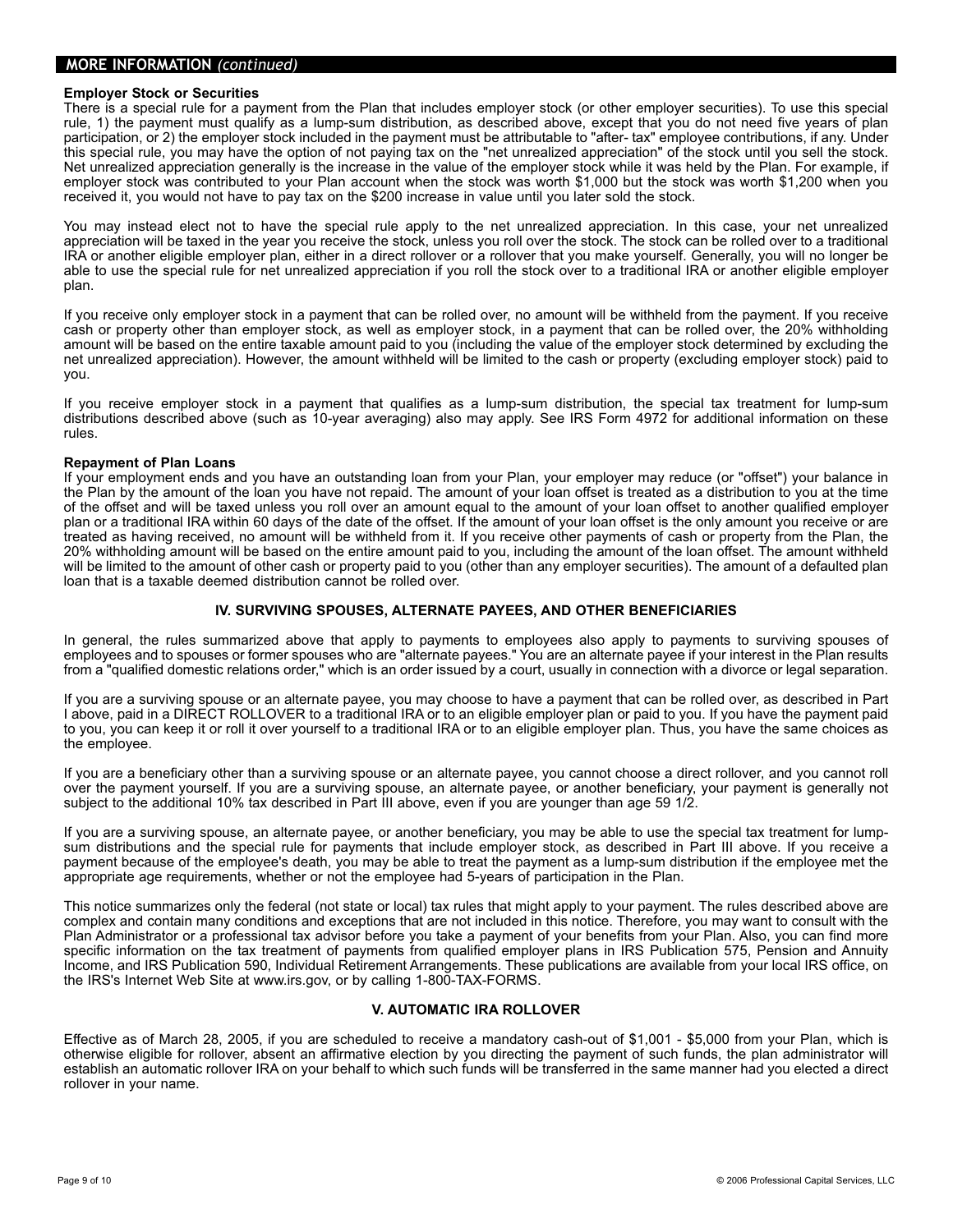## MORE INFORMATION *(continued)*

**Employer Stock or Securities**

There is a special rule for a payment from the Plan that includes employer stock (or other employer securities). To use this special rule, 1) the payment must qualify as a lump-sum distribution, as described above, except that you do not need five years of plan participation, or 2) the employer stock included in the payment must be attributable to "after- tax" employee contributions, if any. Under this special rule, you may have the option of not paying tax on the "net unrealized appreciation" of the stock until you sell the stock. Net unrealized appreciation generally is the increase in the value of the employer stock while it was held by the Plan. For example, if employer stock was contributed to your Plan account when the stock was worth $1,000 but the stock was worth $1,200 when you received it, you would not have to pay tax on the $200 increase in value until you later sold the stock.

You may instead elect not to have the special rule apply to the net unrealized appreciation. In this case, your net unrealized appreciation will be taxed in the year you receive the stock, unless you roll over the stock. The stock can be rolled over to a traditional IRA or another eligible employer plan, either in a direct rollover or a rollover that you make yourself. Generally, you will no longer be able to use the special rule for net unrealized appreciation if you roll the stock over to a traditional IRA or another eligible employer plan.

If you receive only employer stock in a payment that can be rolled over, no amount will be withheld from the payment. If you receive cash or property other than employer stock, as well as employer stock, in a payment that can be rolled over, the 20% withholding amount will be based on the entire taxable amount paid to you (including the value of the employer stock determined by excluding the net unrealized appreciation). However, the amount withheld will be limited to the cash or property (excluding employer stock) paid to you.

If you receive employer stock in a payment that qualifies as a lump-sum distribution, the special tax treatment for lump-sum distributions described above (such as 10-year averaging) also may apply. See IRS Form 4972 for additional information on these rules.

**Repayment of Plan Loans**

If your employment ends and you have an outstanding loan from your Plan, your employer may reduce (or "offset") your balance in the Plan by the amount of the loan you have not repaid. The amount of your loan offset is treated as a distribution to you at the time of the offset and will be taxed unless you roll over an amount equal to the amount of your loan offset to another qualified employer plan or a traditional IRA within 60 days of the date of the offset. If the amount of your loan offset is the only amount you receive or are treated as having received, no amount will be withheld from it. If you receive other payments of cash or property from the Plan, the 20% withholding amount will be based on the entire amount paid to you, including the amount of the loan offset. The amount withheld will be limited to the amount of other cash or property paid to you (other than any employer securities). The amount of a defaulted plan loan that is a taxable deemed distribution cannot be rolled over.

### IV. SURVIVING SPOUSES, ALTERNATE PAYEES, AND OTHER BENEFICIARIES

In general, the rules summarized above that apply to payments to employees also apply to payments to surviving spouses of employees and to spouses or former spouses who are "alternate payees." You are an alternate payee if your interest in the Plan results from a "qualified domestic relations order," which is an order issued by a court, usually in connection with a divorce or legal separation.

If you are a surviving spouse or an alternate payee, you may choose to have a payment that can be rolled over, as described in Part I above, paid in a DIRECT ROLLOVER to a traditional IRA or to an eligible employer plan or paid to you. If you have the payment paid to you, you can keep it or roll it over yourself to a traditional IRA or to an eligible employer plan. Thus, you have the same choices as the employee.

If you are a beneficiary other than a surviving spouse or an alternate payee, you cannot choose a direct rollover, and you cannot roll over the payment yourself. If you are a surviving spouse, an alternate payee, or another beneficiary, your payment is generally not subject to the additional 10% tax described in Part III above, even if you are younger than age 59 1/2.

If you are a surviving spouse, an alternate payee, or another beneficiary, you may be able to use the special tax treatment for lump-sum distributions and the special rule for payments that include employer stock, as described in Part III above. If you receive a payment because of the employee's death, you may be able to treat the payment as a lump-sum distribution if the employee met the appropriate age requirements, whether or not the employee had 5-years of participation in the Plan.

This notice summarizes only the federal (not state or local) tax rules that might apply to your payment. The rules described above are complex and contain many conditions and exceptions that are not included in this notice. Therefore, you may want to consult with the Plan Administrator or a professional tax advisor before you take a payment of your benefits from your Plan. Also, you can find more specific information on the tax treatment of payments from qualified employer plans in IRS Publication 575, Pension and Annuity Income, and IRS Publication 590, Individual Retirement Arrangements. These publications are available from your local IRS office, on the IRS's Internet Web Site at www.irs.gov, or by calling 1-800-TAX-FORMS.

### V. AUTOMATIC IRA ROLLOVER

Effective as of March 28, 2005, if you are scheduled to receive a mandatory cash-out of $1,001 - $5,000 from your Plan, which is otherwise eligible for rollover, absent an affirmative election by you directing the payment of such funds, the plan administrator will establish an automatic rollover IRA on your behalf to which such funds will be transferred in the same manner had you elected a direct rollover in your name.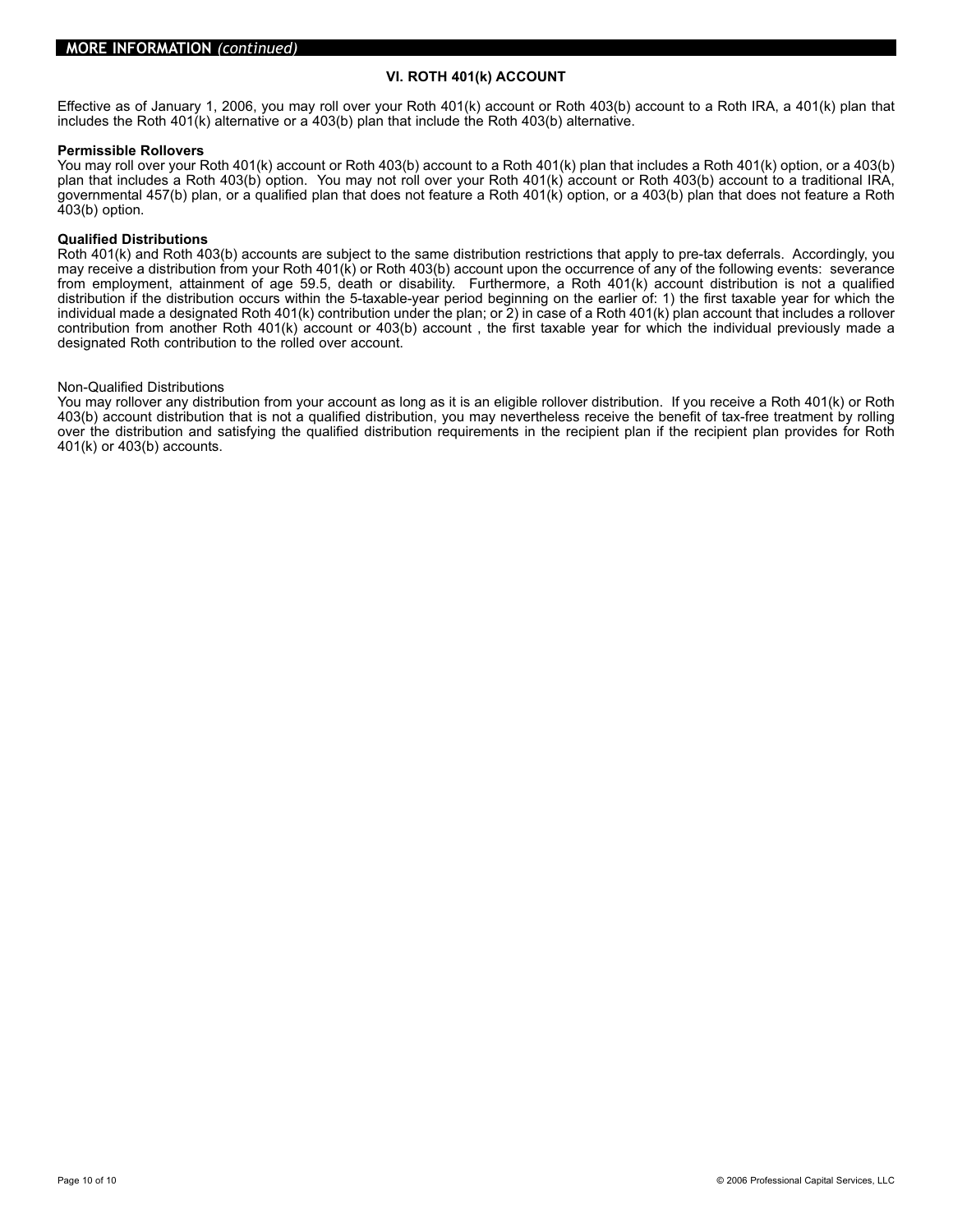**MORE INFORMATION** *(continued)*

## VI. ROTH 401(k) ACCOUNT

Effective as of January 1, 2006, you may roll over your Roth 401(k) account or Roth 403(b) account to a Roth IRA, a 401(k) plan that includes the Roth 401(k) alternative or a 403(b) plan that include the Roth 403(b) alternative.

**Permissible Rollovers**
You may roll over your Roth 401(k) account or Roth 403(b) account to a Roth 401(k) plan that includes a Roth 401(k) option, or a 403(b) plan that includes a Roth 403(b) option. You may not roll over your Roth 401(k) account or Roth 403(b) account to a traditional IRA, governmental 457(b) plan, or a qualified plan that does not feature a Roth 401(k) option, or a 403(b) plan that does not feature a Roth 403(b) option.

**Qualified Distributions**
Roth 401(k) and Roth 403(b) accounts are subject to the same distribution restrictions that apply to pre-tax deferrals. Accordingly, you may receive a distribution from your Roth 401(k) or Roth 403(b) account upon the occurrence of any of the following events: severance from employment, attainment of age 59.5, death or disability. Furthermore, a Roth 401(k) account distribution is not a qualified distribution if the distribution occurs within the 5-taxable-year period beginning on the earlier of: 1) the first taxable year for which the individual made a designated Roth 401(k) contribution under the plan; or 2) in case of a Roth 401(k) plan account that includes a rollover contribution from another Roth 401(k) account or 403(b) account , the first taxable year for which the individual previously made a designated Roth contribution to the rolled over account.

Non-Qualified Distributions
You may rollover any distribution from your account as long as it is an eligible rollover distribution. If you receive a Roth 401(k) or Roth 403(b) account distribution that is not a qualified distribution, you may nevertheless receive the benefit of tax-free treatment by rolling over the distribution and satisfying the qualified distribution requirements in the recipient plan if the recipient plan provides for Roth 401(k) or 403(b) accounts.

© 2006 Professional Capital Services, LLC